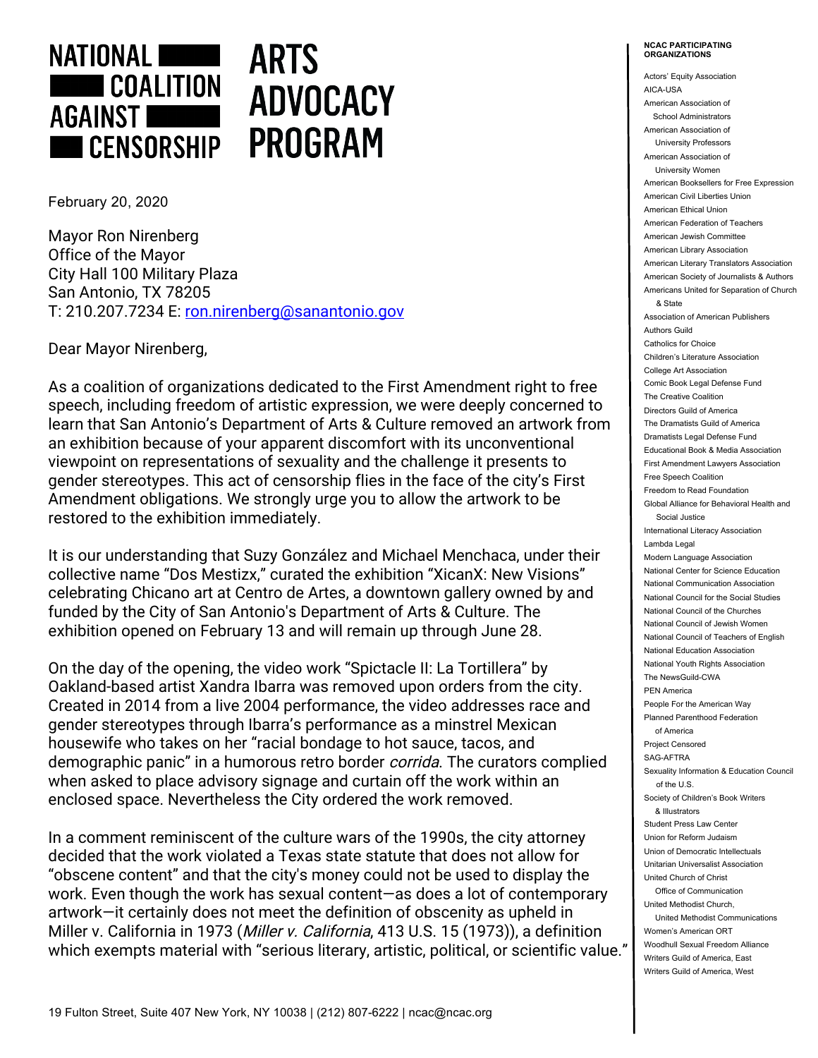# NATIONAL COALITION AGAINST CENSORSHIP ARTS ADVOCACY PROGRAM

February 20, 2020

Mayor Ron Nirenberg
Office of the Mayor
City Hall 100 Military Plaza
San Antonio, TX 78205
T: 210.207.7234 E: ron.nirenberg@sanantonio.gov

Dear Mayor Nirenberg,

As a coalition of organizations dedicated to the First Amendment right to free speech, including freedom of artistic expression, we were deeply concerned to learn that San Antonio's Department of Arts & Culture removed an artwork from an exhibition because of your apparent discomfort with its unconventional viewpoint on representations of sexuality and the challenge it presents to gender stereotypes. This act of censorship flies in the face of the city's First Amendment obligations. We strongly urge you to allow the artwork to be restored to the exhibition immediately.

It is our understanding that Suzy González and Michael Menchaca, under their collective name "Dos Mestizx," curated the exhibition "XicanX: New Visions" celebrating Chicano art at Centro de Artes, a downtown gallery owned by and funded by the City of San Antonio's Department of Arts & Culture. The exhibition opened on February 13 and will remain up through June 28.

On the day of the opening, the video work "Spictacle II: La Tortillera" by Oakland-based artist Xandra Ibarra was removed upon orders from the city. Created in 2014 from a live 2004 performance, the video addresses race and gender stereotypes through Ibarra's performance as a minstrel Mexican housewife who takes on her "racial bondage to hot sauce, tacos, and demographic panic" in a humorous retro border *corrida*. The curators complied when asked to place advisory signage and curtain off the work within an enclosed space. Nevertheless the City ordered the work removed.

In a comment reminiscent of the culture wars of the 1990s, the city attorney decided that the work violated a Texas state statute that does not allow for "obscene content" and that the city's money could not be used to display the work. Even though the work has sexual content—as does a lot of contemporary artwork—it certainly does not meet the definition of obscenity as upheld in Miller v. California in 1973 (*Miller v. California*, 413 U.S. 15 (1973)), a definition which exempts material with "serious literary, artistic, political, or scientific value."

**NCAC PARTICIPATING ORGANIZATIONS**

Actors' Equity Association
AICA-USA
American Association of School Administrators
American Association of University Professors
American Association of University Women
American Booksellers for Free Expression
American Civil Liberties Union
American Ethical Union
American Federation of Teachers
American Jewish Committee
American Library Association
American Literary Translators Association
American Society of Journalists & Authors
Americans United for Separation of Church & State
Association of American Publishers
Authors Guild
Catholics for Choice
Children's Literature Association
College Art Association
Comic Book Legal Defense Fund
The Creative Coalition
Directors Guild of America
The Dramatists Guild of America
Dramatists Legal Defense Fund
Educational Book & Media Association
First Amendment Lawyers Association
Free Speech Coalition
Freedom to Read Foundation
Global Alliance for Behavioral Health and Social Justice
International Literacy Association
Lambda Legal
Modern Language Association
National Center for Science Education
National Communication Association
National Council for the Social Studies
National Council of the Churches
National Council of Jewish Women
National Council of Teachers of English
National Education Association
National Youth Rights Association
The NewsGuild-CWA
PEN America
People For the American Way
Planned Parenthood Federation of America
Project Censored
SAG-AFTRA
Sexuality Information & Education Council of the U.S.
Society of Children's Book Writers & Illustrators
Student Press Law Center
Union for Reform Judaism
Union of Democratic Intellectuals
Unitarian Universalist Association
United Church of Christ Office of Communication
United Methodist Church, United Methodist Communications
Women's American ORT
Woodhull Sexual Freedom Alliance
Writers Guild of America, East
Writers Guild of America, West

19 Fulton Street, Suite 407 New York, NY 10038 | (212) 807-6222 | ncac@ncac.org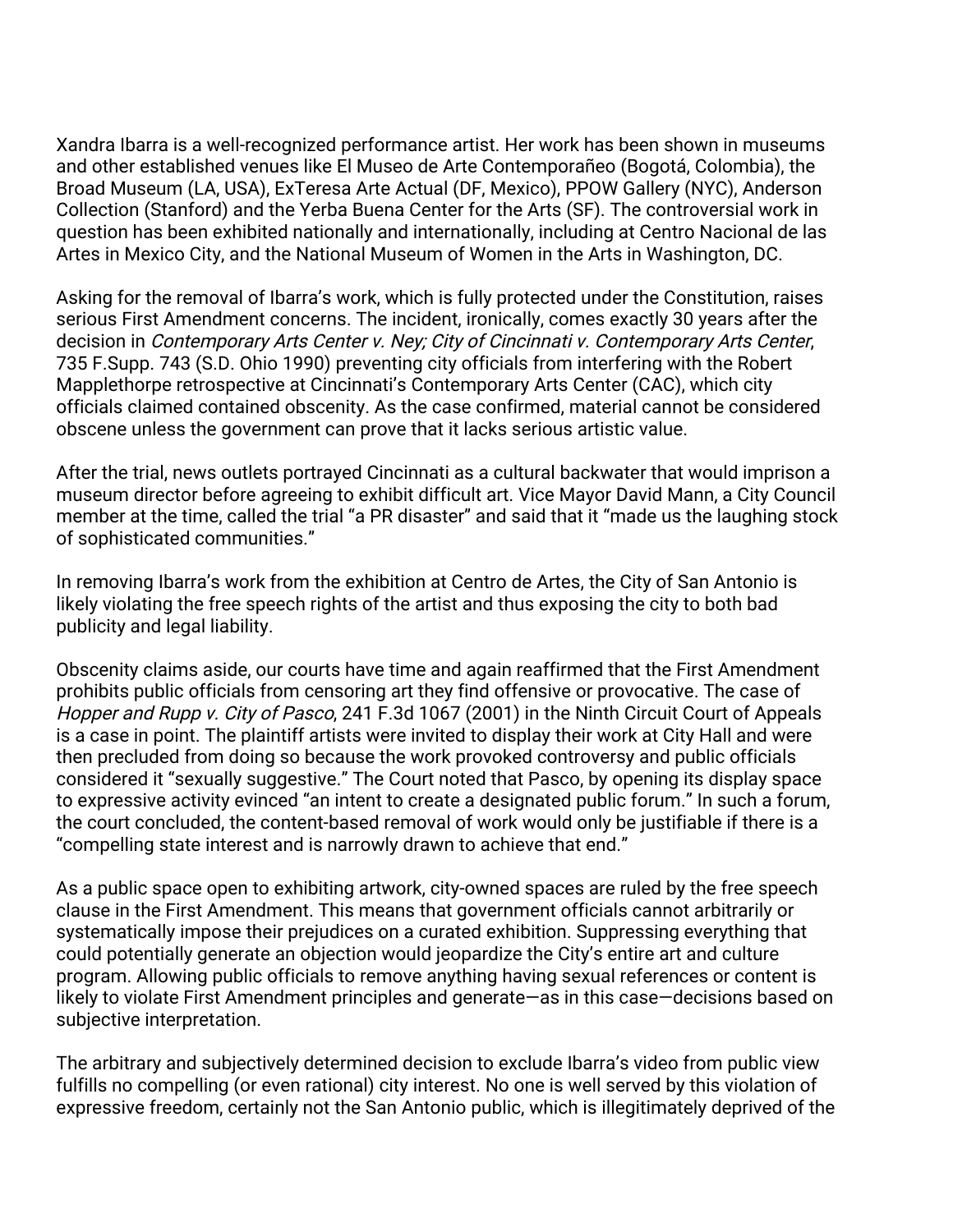Xandra Ibarra is a well-recognized performance artist. Her work has been shown in museums and other established venues like El Museo de Arte Contemporañeo (Bogotá, Colombia), the Broad Museum (LA, USA), ExTeresa Arte Actual (DF, Mexico), PPOW Gallery (NYC), Anderson Collection (Stanford) and the Yerba Buena Center for the Arts (SF). The controversial work in question has been exhibited nationally and internationally, including at Centro Nacional de las Artes in Mexico City, and the National Museum of Women in the Arts in Washington, DC.

Asking for the removal of Ibarra's work, which is fully protected under the Constitution, raises serious First Amendment concerns. The incident, ironically, comes exactly 30 years after the decision in *Contemporary Arts Center v. Ney; City of Cincinnati v. Contemporary Arts Center*, 735 F.Supp. 743 (S.D. Ohio 1990) preventing city officials from interfering with the Robert Mapplethorpe retrospective at Cincinnati's Contemporary Arts Center (CAC), which city officials claimed contained obscenity. As the case confirmed, material cannot be considered obscene unless the government can prove that it lacks serious artistic value.

After the trial, news outlets portrayed Cincinnati as a cultural backwater that would imprison a museum director before agreeing to exhibit difficult art. Vice Mayor David Mann, a City Council member at the time, called the trial "a PR disaster" and said that it "made us the laughing stock of sophisticated communities."

In removing Ibarra's work from the exhibition at Centro de Artes, the City of San Antonio is likely violating the free speech rights of the artist and thus exposing the city to both bad publicity and legal liability.

Obscenity claims aside, our courts have time and again reaffirmed that the First Amendment prohibits public officials from censoring art they find offensive or provocative. The case of *Hopper and Rupp v. City of Pasco*, 241 F.3d 1067 (2001) in the Ninth Circuit Court of Appeals is a case in point. The plaintiff artists were invited to display their work at City Hall and were then precluded from doing so because the work provoked controversy and public officials considered it "sexually suggestive." The Court noted that Pasco, by opening its display space to expressive activity evinced "an intent to create a designated public forum." In such a forum, the court concluded, the content-based removal of work would only be justifiable if there is a "compelling state interest and is narrowly drawn to achieve that end."

As a public space open to exhibiting artwork, city-owned spaces are ruled by the free speech clause in the First Amendment. This means that government officials cannot arbitrarily or systematically impose their prejudices on a curated exhibition. Suppressing everything that could potentially generate an objection would jeopardize the City's entire art and culture program. Allowing public officials to remove anything having sexual references or content is likely to violate First Amendment principles and generate—as in this case—decisions based on subjective interpretation.

The arbitrary and subjectively determined decision to exclude Ibarra's video from public view fulfills no compelling (or even rational) city interest. No one is well served by this violation of expressive freedom, certainly not the San Antonio public, which is illegitimately deprived of the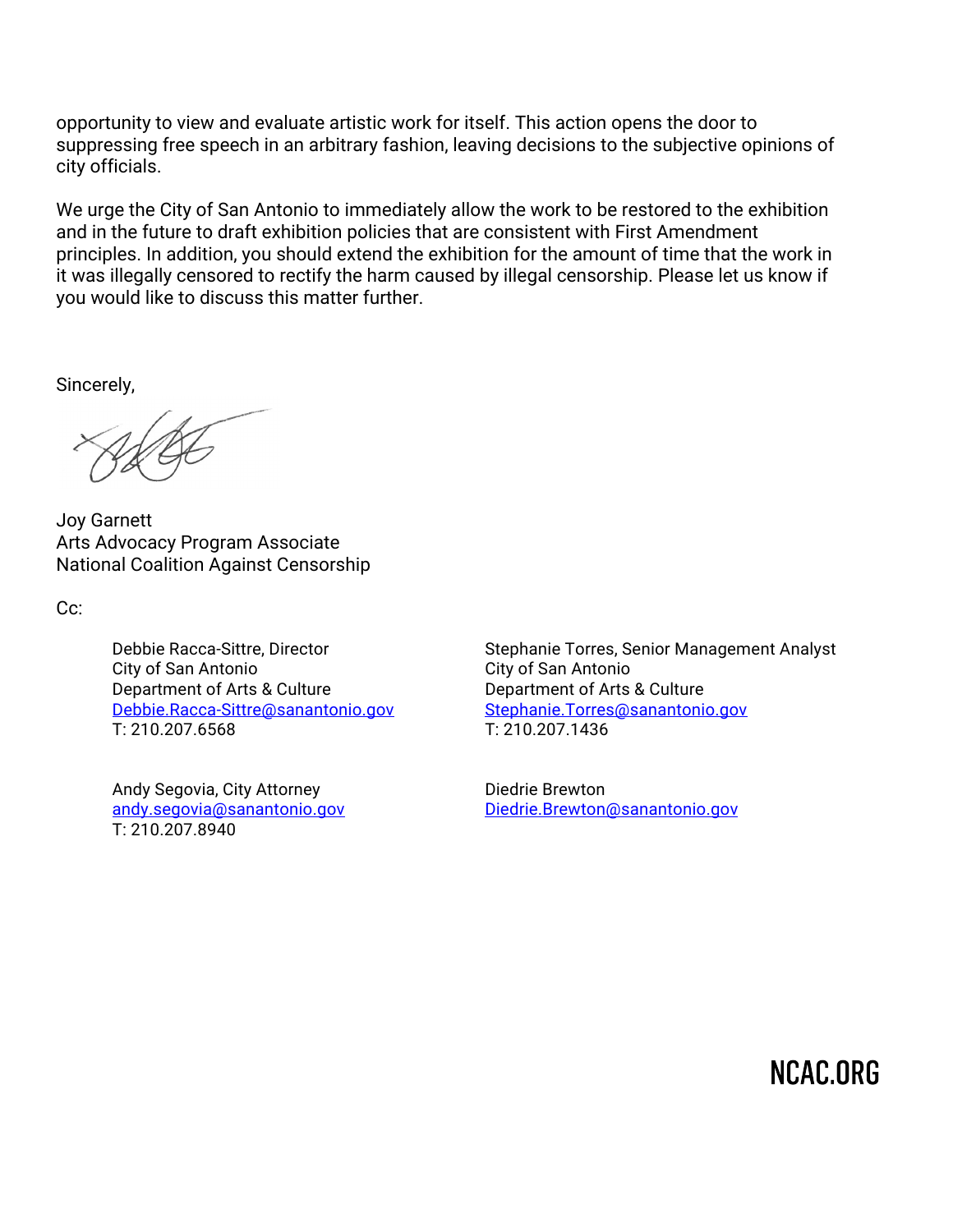opportunity to view and evaluate artistic work for itself. This action opens the door to suppressing free speech in an arbitrary fashion, leaving decisions to the subjective opinions of city officials.

We urge the City of San Antonio to immediately allow the work to be restored to the exhibition and in the future to draft exhibition policies that are consistent with First Amendment principles. In addition, you should extend the exhibition for the amount of time that the work in it was illegally censored to rectify the harm caused by illegal censorship. Please let us know if you would like to discuss this matter further.

Sincerely,

Joy Garnett
Arts Advocacy Program Associate
National Coalition Against Censorship

Cc:

Debbie Racca-Sittre, Director
City of San Antonio
Department of Arts & Culture
Debbie.Racca-Sittre@sanantonio.gov
T: 210.207.6568

Stephanie Torres, Senior Management Analyst
City of San Antonio
Department of Arts & Culture
Stephanie.Torres@sanantonio.gov
T: 210.207.1436

Andy Segovia, City Attorney
andy.segovia@sanantonio.gov
T: 210.207.8940

Diedrie Brewton
Diedrie.Brewton@sanantonio.gov

NCAC.ORG